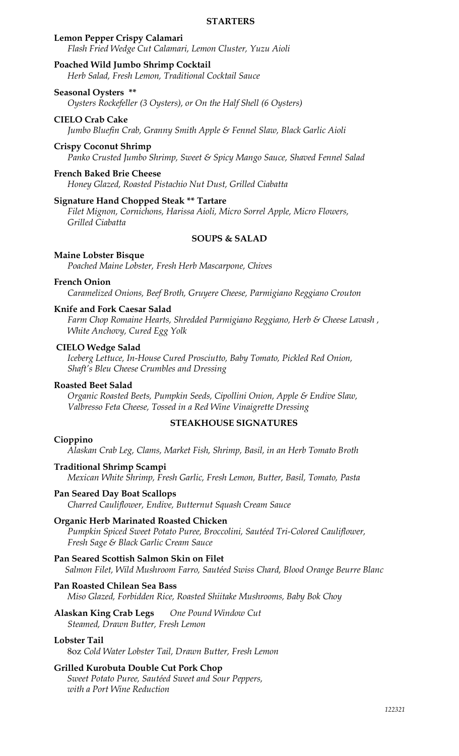## STARTERS

**Lemon Pepper Crispy Calamari**
*Flash Fried Wedge Cut Calamari, Lemon Cluster, Yuzu Aioli*

**Poached Wild Jumbo Shrimp Cocktail**
*Herb Salad, Fresh Lemon, Traditional Cocktail Sauce*

**Seasonal Oysters \*\***
*Oysters Rockefeller (3 Oysters), or On the Half Shell (6 Oysters)*

**CIELO Crab Cake**
*Jumbo Bluefin Crab, Granny Smith Apple & Fennel Slaw, Black Garlic Aioli*

**Crispy Coconut Shrimp**
*Panko Crusted Jumbo Shrimp, Sweet & Spicy Mango Sauce, Shaved Fennel Salad*

**French Baked Brie Cheese**
*Honey Glazed, Roasted Pistachio Nut Dust, Grilled Ciabatta*

**Signature Hand Chopped Steak \*\* Tartare**
*Filet Mignon, Cornichons, Harissa Aioli, Micro Sorrel Apple, Micro Flowers, Grilled Ciabatta*

## SOUPS & SALAD

**Maine Lobster Bisque**
*Poached Maine Lobster, Fresh Herb Mascarpone, Chives*

**French Onion**
*Caramelized Onions, Beef Broth, Gruyere Cheese, Parmigiano Reggiano Crouton*

**Knife and Fork Caesar Salad**
*Farm Chop Romaine Hearts, Shredded Parmigiano Reggiano, Herb & Cheese Lavash , White Anchovy, Cured Egg Yolk*

**CIELO Wedge Salad**
*Iceberg Lettuce, In-House Cured Prosciutto, Baby Tomato, Pickled Red Onion, Shaft's Bleu Cheese Crumbles and Dressing*

**Roasted Beet Salad**
*Organic Roasted Beets, Pumpkin Seeds, Cipollini Onion, Apple & Endive Slaw, Valbresso Feta Cheese, Tossed in a Red Wine Vinaigrette Dressing*

## STEAKHOUSE SIGNATURES

**Cioppino**
*Alaskan Crab Leg, Clams, Market Fish, Shrimp, Basil, in an Herb Tomato Broth*

**Traditional Shrimp Scampi**
*Mexican White Shrimp, Fresh Garlic, Fresh Lemon, Butter, Basil, Tomato, Pasta*

**Pan Seared Day Boat Scallops**
*Charred Cauliflower, Endive, Butternut Squash Cream Sauce*

**Organic Herb Marinated Roasted Chicken**
*Pumpkin Spiced Sweet Potato Puree, Broccolini, Sautéed Tri-Colored Cauliflower, Fresh Sage & Black Garlic Cream Sauce*

**Pan Seared Scottish Salmon Skin on Filet**
*Salmon Filet, Wild Mushroom Farro, Sautéed Swiss Chard, Blood Orange Beurre Blanc*

**Pan Roasted Chilean Sea Bass**
*Miso Glazed, Forbidden Rice, Roasted Shiitake Mushrooms, Baby Bok Choy*

**Alaskan King Crab Legs** *One Pound Window Cut*
*Steamed, Drawn Butter, Fresh Lemon*

**Lobster Tail**
8oz *Cold Water Lobster Tail, Drawn Butter, Fresh Lemon*

**Grilled Kurobuta Double Cut Pork Chop**
*Sweet Potato Puree, Sautéed Sweet and Sour Peppers, with a Port Wine Reduction*

*122321*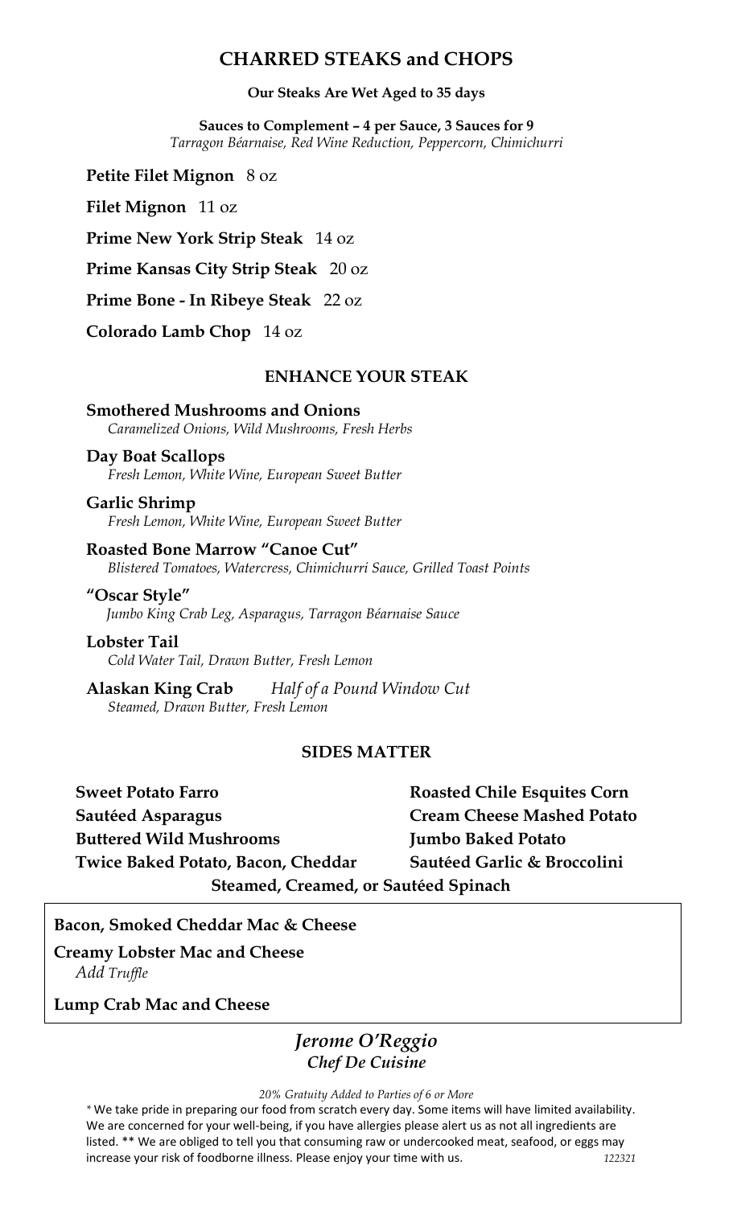# CHARRED STEAKS and CHOPS

**Our Steaks Are Wet Aged to 35 days**

**Sauces to Complement – 4 per Sauce, 3 Sauces for 9**
*Tarragon Béarnaise, Red Wine Reduction, Peppercorn, Chimichurri*

**Petite Filet Mignon** 8 oz

**Filet Mignon** 11 oz

**Prime New York Strip Steak** 14 oz

**Prime Kansas City Strip Steak** 20 oz

**Prime Bone - In Ribeye Steak** 22 oz

**Colorado Lamb Chop** 14 oz

## ENHANCE YOUR STEAK

**Smothered Mushrooms and Onions**
*Caramelized Onions, Wild Mushrooms, Fresh Herbs*

**Day Boat Scallops**
*Fresh Lemon, White Wine, European Sweet Butter*

**Garlic Shrimp**
*Fresh Lemon, White Wine, European Sweet Butter*

**Roasted Bone Marrow "Canoe Cut"**
*Blistered Tomatoes, Watercress, Chimichurri Sauce, Grilled Toast Points*

**"Oscar Style"**
*Jumbo King Crab Leg, Asparagus, Tarragon Béarnaise Sauce*

**Lobster Tail**
*Cold Water Tail, Drawn Butter, Fresh Lemon*

**Alaskan King Crab** *Half of a Pound Window Cut*
*Steamed, Drawn Butter, Fresh Lemon*

## SIDES MATTER

**Sweet Potato Farro**
**Sautéed Asparagus**
**Buttered Wild Mushrooms**
**Twice Baked Potato, Bacon, Cheddar**
**Roasted Chile Esquites Corn**
**Cream Cheese Mashed Potato**
**Jumbo Baked Potato**
**Sautéed Garlic & Broccolini**
**Steamed, Creamed, or Sautéed Spinach**

**Bacon, Smoked Cheddar Mac & Cheese**

**Creamy Lobster Mac and Cheese**
*Add Truffle*

**Lump Crab Mac and Cheese**

***Jerome O'Reggio***
***Chef De Cuisine***

*20% Gratuity Added to Parties of 6 or More*

* We take pride in preparing our food from scratch every day. Some items will have limited availability. We are concerned for your well-being, if you have allergies please alert us as not all ingredients are listed. ** We are obliged to tell you that consuming raw or undercooked meat, seafood, or eggs may increase your risk of foodborne illness. Please enjoy your time with us. *122321*